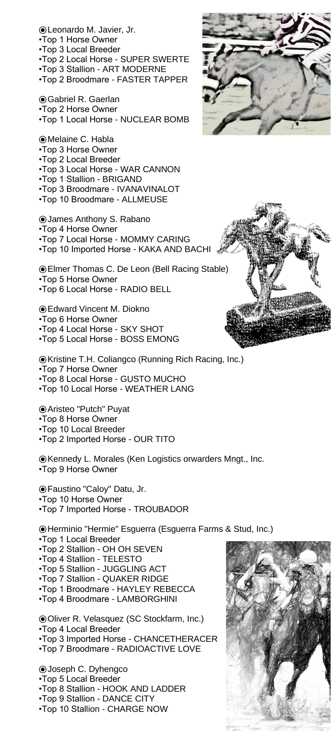◉Leonardo M. Javier, Jr.
•Top 1 Horse Owner
•Top 3 Local Breeder
•Top 2 Local Horse - SUPER SWERTE
•Top 3 Stallion - ART MODERNE
•Top 2 Broodmare - FASTER TAPPER

◉Gabriel R. Gaerlan
•Top 2 Horse Owner
•Top 1 Local Horse - NUCLEAR BOMB

◉Melaine C. Habla
•Top 3 Horse Owner
•Top 2 Local Breeder
•Top 3 Local Horse - WAR CANNON
•Top 1 Stallion - BRIGAND
•Top 3 Broodmare - IVANAVINALOT
•Top 10 Broodmare - ALLMEUSE

◉James Anthony S. Rabano
•Top 4 Horse Owner
•Top 7 Local Horse - MOMMY CARING
•Top 10 Imported Horse - KAKA AND BACHI

◉Elmer Thomas C. De Leon (Bell Racing Stable)
•Top 5 Horse Owner
•Top 6 Local Horse - RADIO BELL

◉Edward Vincent M. Diokno
•Top 6 Horse Owner
•Top 4 Local Horse - SKY SHOT
•Top 5 Local Horse - BOSS EMONG

◉Kristine T.H. Coliangco (Running Rich Racing, Inc.)
•Top 7 Horse Owner
•Top 8 Local Horse - GUSTO MUCHO
•Top 10 Local Horse - WEATHER LANG

◉Aristeo "Putch" Puyat
•Top 8 Horse Owner
•Top 10 Local Breeder
•Top 2 Imported Horse - OUR TITO

◉Kennedy L. Morales (Ken Logistics orwarders Mngt., Inc.
•Top 9 Horse Owner

◉Faustino "Caloy" Datu, Jr.
•Top 10 Horse Owner
•Top 7 Imported Horse - TROUBADOR

◉Herminio "Hermie" Esguerra (Esguerra Farms & Stud, Inc.)
•Top 1 Local Breeder
•Top 2 Stallion - OH OH SEVEN
•Top 4 Stallion - TELESTO
•Top 5 Stallion - JUGGLING ACT
•Top 7 Stallion - QUAKER RIDGE
•Top 1 Broodmare - HAYLEY REBECCA
•Top 4 Broodmare - LAMBORGHINI

◉Oliver R. Velasquez (SC Stockfarm, Inc.)
•Top 4 Local Breeder
•Top 3 Imported Horse - CHANCETHERACER
•Top 7 Broodmare - RADIOACTIVE LOVE

◉Joseph C. Dyhengco
•Top 5 Local Breeder
•Top 8 Stallion - HOOK AND LADDER
•Top 9 Stallion - DANCE CITY
•Top 10 Stallion - CHARGE NOW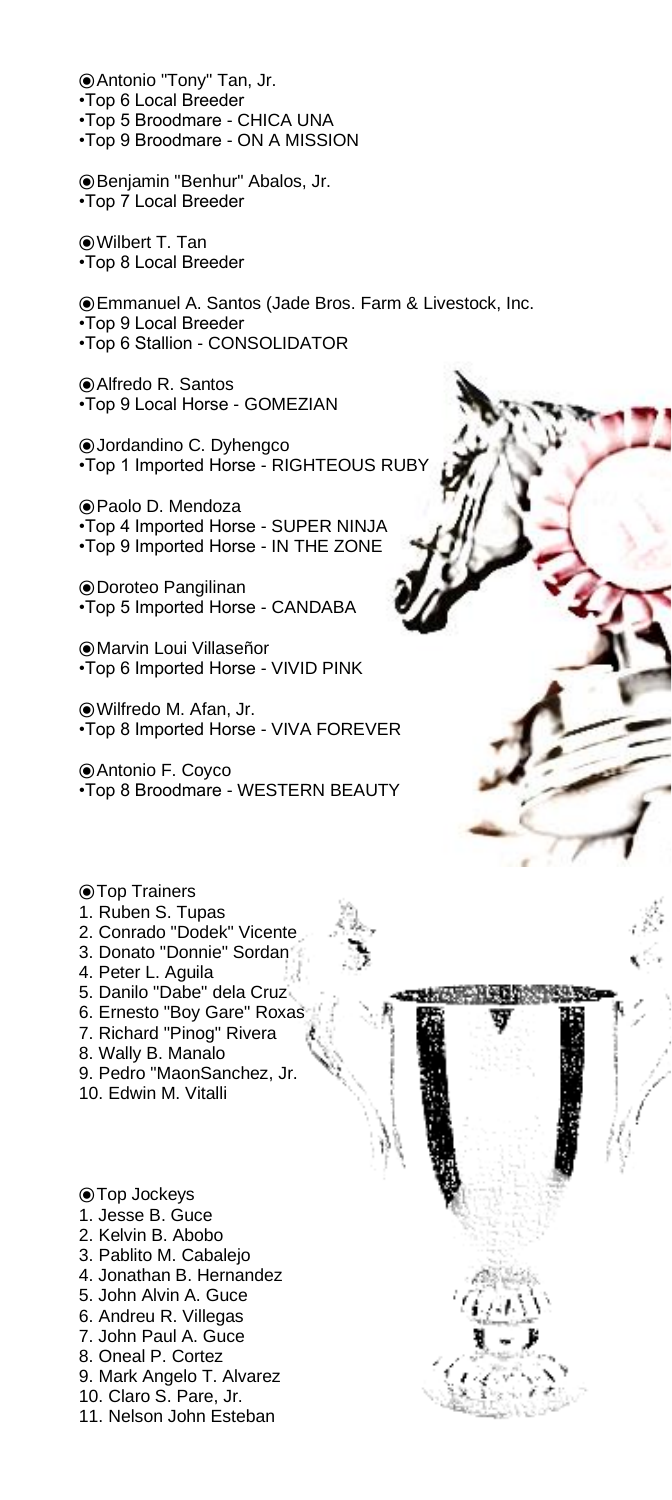◉Antonio "Tony" Tan, Jr.
- Top 6 Local Breeder
- Top 5 Broodmare - CHICA UNA
- Top 9 Broodmare - ON A MISSION

◉Benjamin "Benhur" Abalos, Jr.
- Top 7 Local Breeder

◉Wilbert T. Tan
- Top 8 Local Breeder

◉Emmanuel A. Santos (Jade Bros. Farm & Livestock, Inc.
- Top 9 Local Breeder
- Top 6 Stallion - CONSOLIDATOR

◉Alfredo R. Santos
- Top 9 Local Horse - GOMEZIAN

◉Jordandino C. Dyhengco
- Top 1 Imported Horse - RIGHTEOUS RUBY

◉Paolo D. Mendoza
- Top 4 Imported Horse - SUPER NINJA
- Top 9 Imported Horse - IN THE ZONE

◉Doroteo Pangilinan
- Top 5 Imported Horse - CANDABA

◉Marvin Loui Villaseñor
- Top 6 Imported Horse - VIVID PINK

◉Wilfredo M. Afan, Jr.
- Top 8 Imported Horse - VIVA FOREVER

◉Antonio F. Coyco
- Top 8 Broodmare - WESTERN BEAUTY

◉Top Trainers
1. Ruben S. Tupas
2. Conrado "Dodek" Vicente
3. Donato "Donnie" Sordan
4. Peter L. Aguila
5. Danilo "Dabe" dela Cruz
6. Ernesto "Boy Gare" Roxas
7. Richard "Pinog" Rivera
8. Wally B. Manalo
9. Pedro "MaonSanchez, Jr.
10. Edwin M. Vitalli

◉Top Jockeys
1. Jesse B. Guce
2. Kelvin B. Abobo
3. Pablito M. Cabalejo
4. Jonathan B. Hernandez
5. John Alvin A. Guce
6. Andreu R. Villegas
7. John Paul A. Guce
8. Oneal P. Cortez
9. Mark Angelo T. Alvarez
10. Claro S. Pare, Jr.
11. Nelson John Esteban